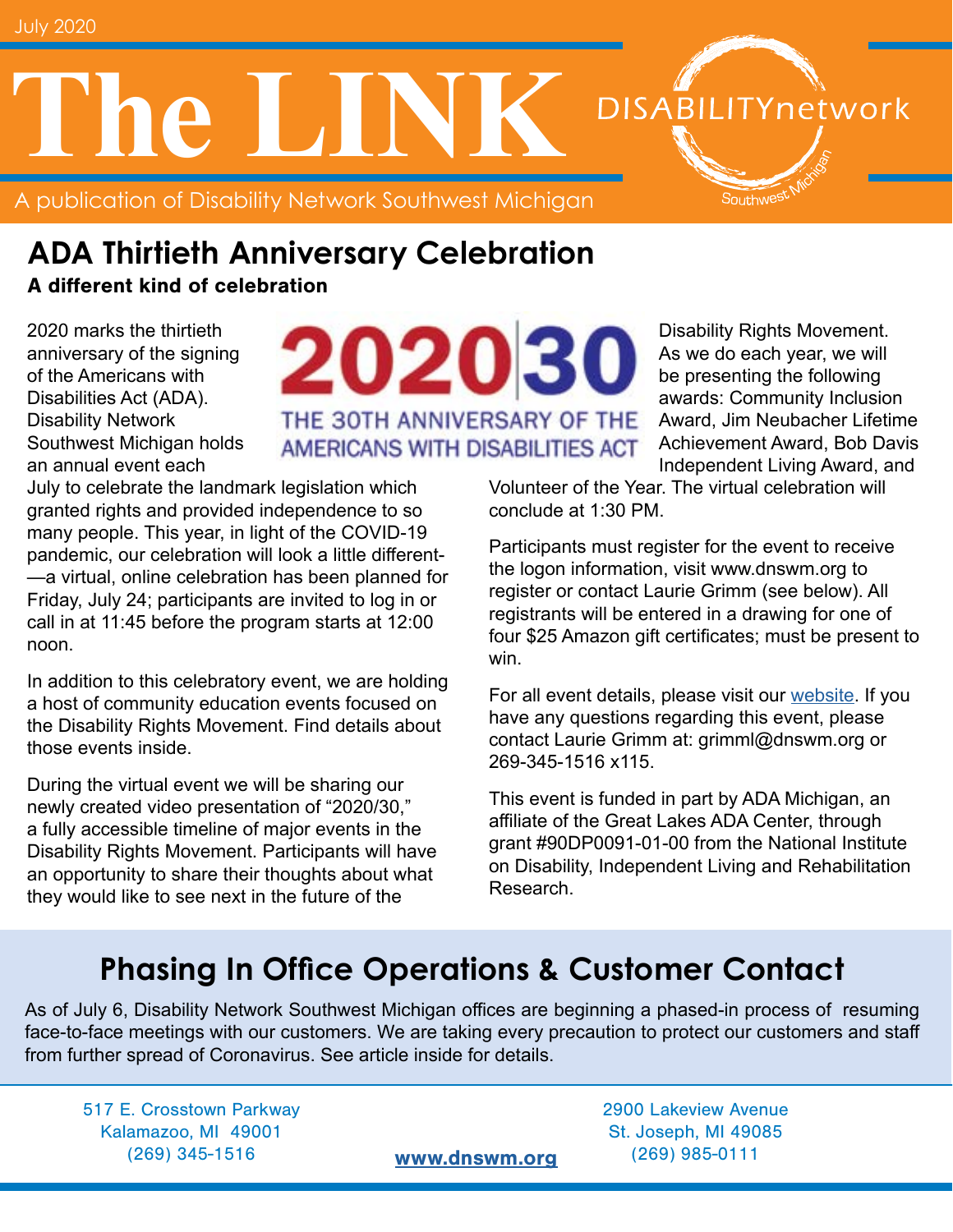July 2020

# The LINK

A publication of Disability Network Southwest Michigan

DISABILITYnetwork Southwest Michigan

## ADA Thirtieth Anniversary Celebration

**A different kind of celebration**

2020|30 THE 30TH ANNIVERSARY OF THE AMERICANS WITH DISABILITIES ACT

2020 marks the thirtieth anniversary of the signing of the Americans with Disabilities Act (ADA). Disability Network Southwest Michigan holds an annual event each July to celebrate the landmark legislation which granted rights and provided independence to so many people. This year, in light of the COVID-19 pandemic, our celebration will look a little different—a virtual, online celebration has been planned for Friday, July 24; participants are invited to log in or call in at 11:45 before the program starts at 12:00 noon.

In addition to this celebratory event, we are holding a host of community education events focused on the Disability Rights Movement. Find details about those events inside.

During the virtual event we will be sharing our newly created video presentation of "2020/30," a fully accessible timeline of major events in the Disability Rights Movement. Participants will have an opportunity to share their thoughts about what they would like to see next in the future of the Disability Rights Movement. As we do each year, we will be presenting the following awards: Community Inclusion Award, Jim Neubacher Lifetime Achievement Award, Bob Davis Independent Living Award, and Volunteer of the Year. The virtual celebration will conclude at 1:30 PM.

Participants must register for the event to receive the logon information, visit www.dnswm.org to register or contact Laurie Grimm (see below). All registrants will be entered in a drawing for one of four $25 Amazon gift certificates; must be present to win.

For all event details, please visit our website. If you have any questions regarding this event, please contact Laurie Grimm at: grimml@dnswm.org or 269-345-1516 x115.

This event is funded in part by ADA Michigan, an affiliate of the Great Lakes ADA Center, through grant #90DP0091-01-00 from the National Institute on Disability, Independent Living and Rehabilitation Research.

## Phasing In Office Operations & Customer Contact

As of July 6, Disability Network Southwest Michigan offices are beginning a phased-in process of resuming face-to-face meetings with our customers. We are taking every precaution to protect our customers and staff from further spread of Coronavirus. See article inside for details.

517 E. Crosstown Parkway
Kalamazoo, MI 49001
(269) 345-1516

**www.dnswm.org**

2900 Lakeview Avenue
St. Joseph, MI 49085
(269) 985-0111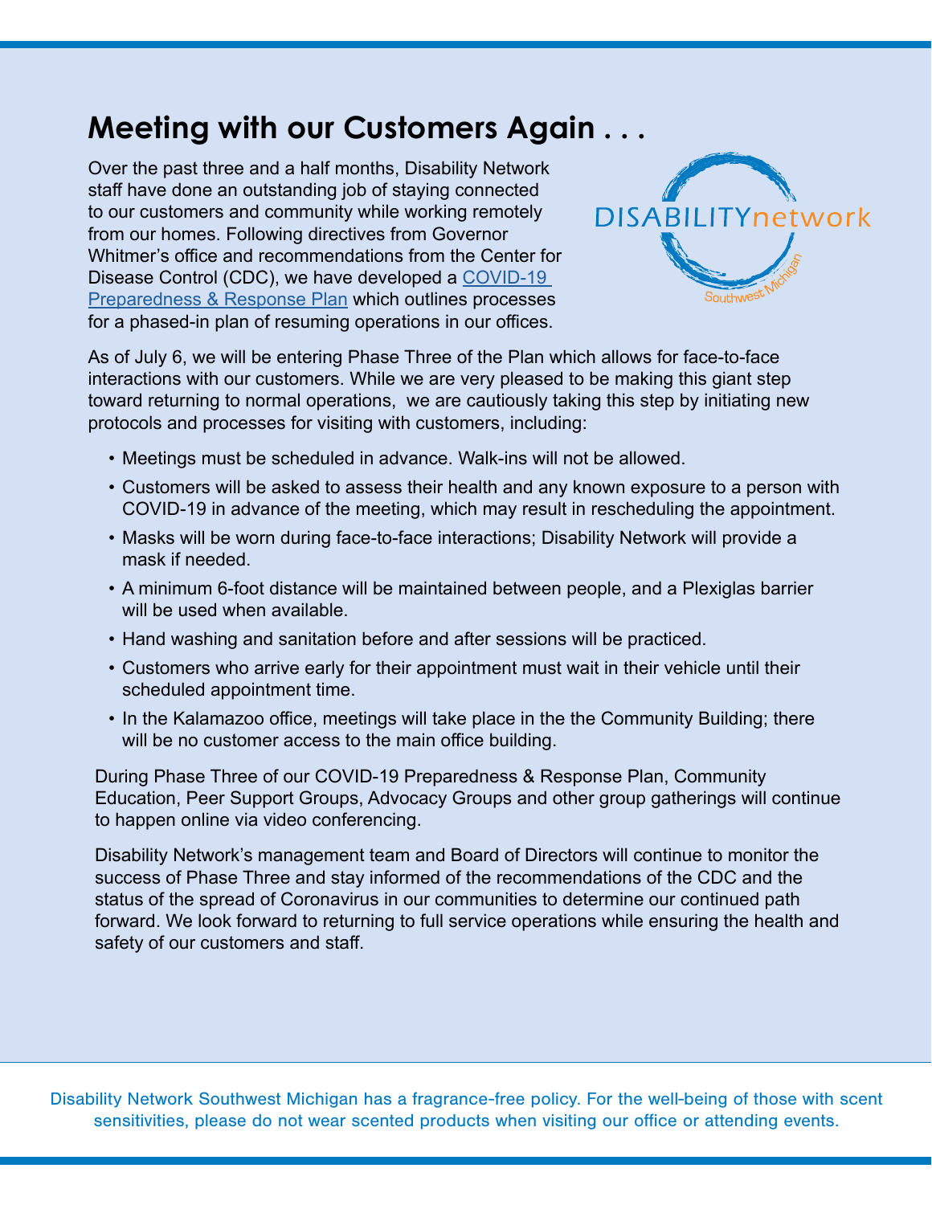## Meeting with our Customers Again . . .

Over the past three and a half months, Disability Network staff have done an outstanding job of staying connected to our customers and community while working remotely from our homes. Following directives from Governor Whitmer's office and recommendations from the Center for Disease Control (CDC), we have developed a [COVID-19 Preparedness & Response Plan] which outlines processes for a phased-in plan of resuming operations in our offices.

DISABILITYnetwork Southwest Michigan

As of July 6, we will be entering Phase Three of the Plan which allows for face-to-face interactions with our customers. While we are very pleased to be making this giant step toward returning to normal operations, we are cautiously taking this step by initiating new protocols and processes for visiting with customers, including:

- Meetings must be scheduled in advance. Walk-ins will not be allowed.
- Customers will be asked to assess their health and any known exposure to a person with COVID-19 in advance of the meeting, which may result in rescheduling the appointment.
- Masks will be worn during face-to-face interactions; Disability Network will provide a mask if needed.
- A minimum 6-foot distance will be maintained between people, and a Plexiglas barrier will be used when available.
- Hand washing and sanitation before and after sessions will be practiced.
- Customers who arrive early for their appointment must wait in their vehicle until their scheduled appointment time.
- In the Kalamazoo office, meetings will take place in the the Community Building; there will be no customer access to the main office building.

During Phase Three of our COVID-19 Preparedness & Response Plan, Community Education, Peer Support Groups, Advocacy Groups and other group gatherings will continue to happen online via video conferencing.

Disability Network's management team and Board of Directors will continue to monitor the success of Phase Three and stay informed of the recommendations of the CDC and the status of the spread of Coronavirus in our communities to determine our continued path forward. We look forward to returning to full service operations while ensuring the health and safety of our customers and staff.

Disability Network Southwest Michigan has a fragrance-free policy. For the well-being of those with scent sensitivities, please do not wear scented products when visiting our office or attending events.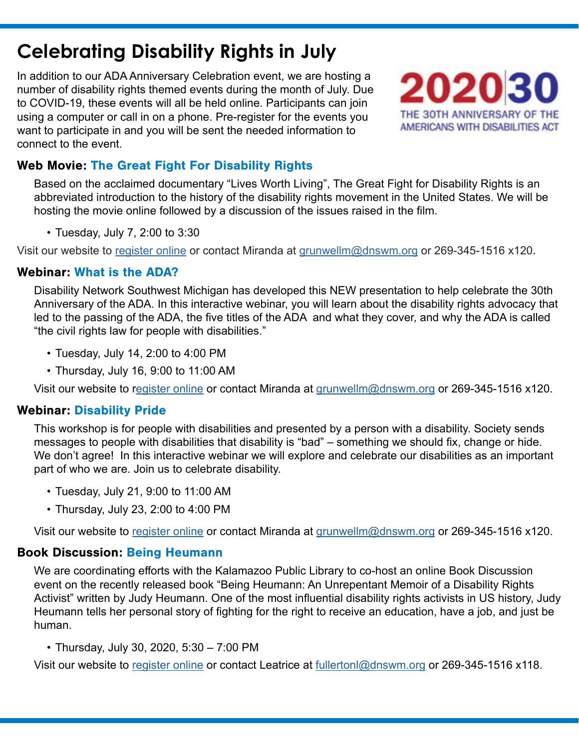# Celebrating Disability Rights in July

In addition to our ADA Anniversary Celebration event, we are hosting a number of disability rights themed events during the month of July. Due to COVID-19, these events will all be held online. Participants can join using a computer or call in on a phone. Pre-register for the events you want to participate in and you will be sent the needed information to connect to the event.

2020|30 THE 30TH ANNIVERSARY OF THE AMERICANS WITH DISABILITIES ACT

### Web Movie: The Great Fight For Disability Rights

Based on the acclaimed documentary "Lives Worth Living", The Great Fight for Disability Rights is an abbreviated introduction to the history of the disability rights movement in the United States. We will be hosting the movie online followed by a discussion of the issues raised in the film.

- Tuesday, July 7, 2:00 to 3:30

Visit our website to register online or contact Miranda at grunwellm@dnswm.org or 269-345-1516 x120.

### Webinar: What is the ADA?

Disability Network Southwest Michigan has developed this NEW presentation to help celebrate the 30th Anniversary of the ADA. In this interactive webinar, you will learn about the disability rights advocacy that led to the passing of the ADA, the five titles of the ADA and what they cover, and why the ADA is called "the civil rights law for people with disabilities."

- Tuesday, July 14, 2:00 to 4:00 PM
- Thursday, July 16, 9:00 to 11:00 AM

Visit our website to register online or contact Miranda at grunwellm@dnswm.org or 269-345-1516 x120.

### Webinar: Disability Pride

This workshop is for people with disabilities and presented by a person with a disability. Society sends messages to people with disabilities that disability is "bad" – something we should fix, change or hide. We don't agree! In this interactive webinar we will explore and celebrate our disabilities as an important part of who we are. Join us to celebrate disability.

- Tuesday, July 21, 9:00 to 11:00 AM
- Thursday, July 23, 2:00 to 4:00 PM

Visit our website to register online or contact Miranda at grunwellm@dnswm.org or 269-345-1516 x120.

### Book Discussion: Being Heumann

We are coordinating efforts with the Kalamazoo Public Library to co-host an online Book Discussion event on the recently released book "Being Heumann: An Unrepentant Memoir of a Disability Rights Activist" written by Judy Heumann. One of the most influential disability rights activists in US history, Judy Heumann tells her personal story of fighting for the right to receive an education, have a job, and just be human.

- Thursday, July 30, 2020, 5:30 – 7:00 PM

Visit our website to register online or contact Leatrice at fullertonl@dnswm.org or 269-345-1516 x118.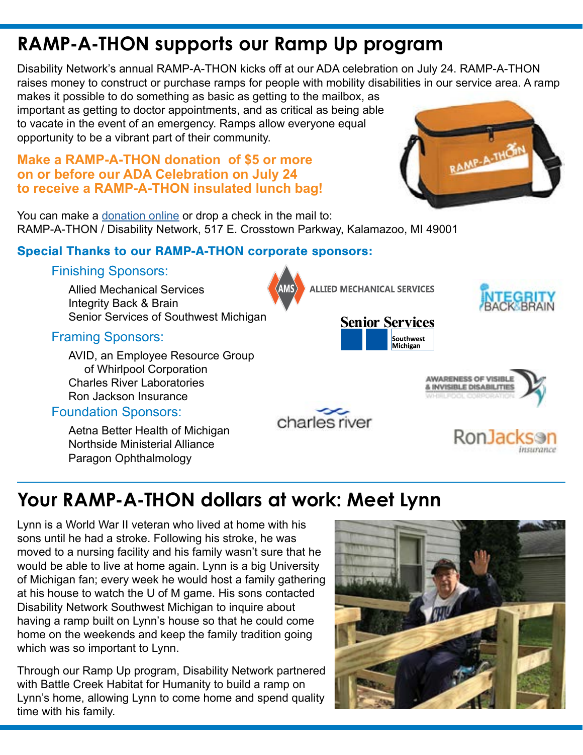# RAMP-A-THON supports our Ramp Up program

Disability Network's annual RAMP-A-THON kicks off at our ADA celebration on July 24. RAMP-A-THON raises money to construct or purchase ramps for people with mobility disabilities in our service area. A ramp makes it possible to do something as basic as getting to the mailbox, as important as getting to doctor appointments, and as critical as being able to vacate in the event of an emergency. Ramps allow everyone equal opportunity to be a vibrant part of their community.

**Make a RAMP-A-THON donation of $5 or more on or before our ADA Celebration on July 24 to receive a RAMP-A-THON insulated lunch bag!**

You can make a donation online or drop a check in the mail to:
RAMP-A-THON / Disability Network, 517 E. Crosstown Parkway, Kalamazoo, MI 49001

### Special Thanks to our RAMP-A-THON corporate sponsors:

#### Finishing Sponsors:

Allied Mechanical Services
Integrity Back & Brain
Senior Services of Southwest Michigan

#### Framing Sponsors:

AVID, an Employee Resource Group of Whirlpool Corporation
Charles River Laboratories
Ron Jackson Insurance

#### Foundation Sponsors:

Aetna Better Health of Michigan
Northside Ministerial Alliance
Paragon Ophthalmology

# Your RAMP-A-THON dollars at work: Meet Lynn

Lynn is a World War II veteran who lived at home with his sons until he had a stroke. Following his stroke, he was moved to a nursing facility and his family wasn't sure that he would be able to live at home again. Lynn is a big University of Michigan fan; every week he would host a family gathering at his house to watch the U of M game. His sons contacted Disability Network Southwest Michigan to inquire about having a ramp built on Lynn's house so that he could come home on the weekends and keep the family tradition going which was so important to Lynn.

Through our Ramp Up program, Disability Network partnered with Battle Creek Habitat for Humanity to build a ramp on Lynn's home, allowing Lynn to come home and spend quality time with his family.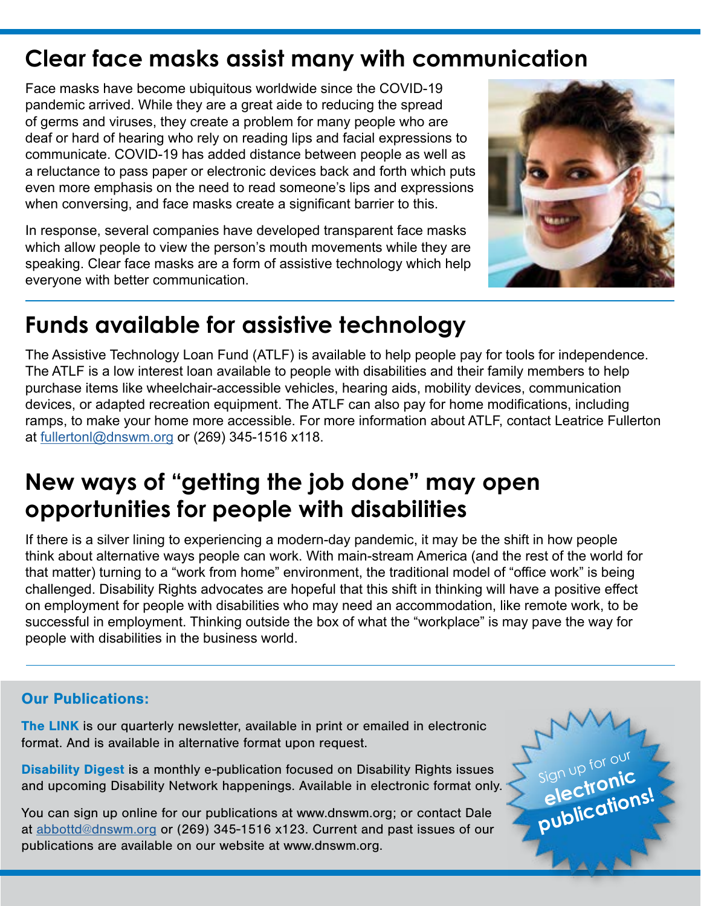## Clear face masks assist many with communication

Face masks have become ubiquitous worldwide since the COVID-19 pandemic arrived. While they are a great aide to reducing the spread of germs and viruses, they create a problem for many people who are deaf or hard of hearing who rely on reading lips and facial expressions to communicate. COVID-19 has added distance between people as well as a reluctance to pass paper or electronic devices back and forth which puts even more emphasis on the need to read someone's lips and expressions when conversing, and face masks create a significant barrier to this.

In response, several companies have developed transparent face masks which allow people to view the person's mouth movements while they are speaking. Clear face masks are a form of assistive technology which help everyone with better communication.

## Funds available for assistive technology

The Assistive Technology Loan Fund (ATLF) is available to help people pay for tools for independence. The ATLF is a low interest loan available to people with disabilities and their family members to help purchase items like wheelchair-accessible vehicles, hearing aids, mobility devices, communication devices, or adapted recreation equipment. The ATLF can also pay for home modifications, including ramps, to make your home more accessible. For more information about ATLF, contact Leatrice Fullerton at fullertonl@dnswm.org or (269) 345-1516 x118.

## New ways of "getting the job done" may open opportunities for people with disabilities

If there is a silver lining to experiencing a modern-day pandemic, it may be the shift in how people think about alternative ways people can work. With main-stream America (and the rest of the world for that matter) turning to a "work from home" environment, the traditional model of "office work" is being challenged. Disability Rights advocates are hopeful that this shift in thinking will have a positive effect on employment for people with disabilities who may need an accommodation, like remote work, to be successful in employment. Thinking outside the box of what the "workplace" is may pave the way for people with disabilities in the business world.

---

### Our Publications:

**The LINK** is our quarterly newsletter, available in print or emailed in electronic format. And is available in alternative format upon request.

**Disability Digest** is a monthly e-publication focused on Disability Rights issues and upcoming Disability Network happenings. Available in electronic format only.

You can sign up online for our publications at www.dnswm.org; or contact Dale at abbottd@dnswm.org or (269) 345-1516 x123. Current and past issues of our publications are available on our website at www.dnswm.org.

Sign up for our **electronic publications!**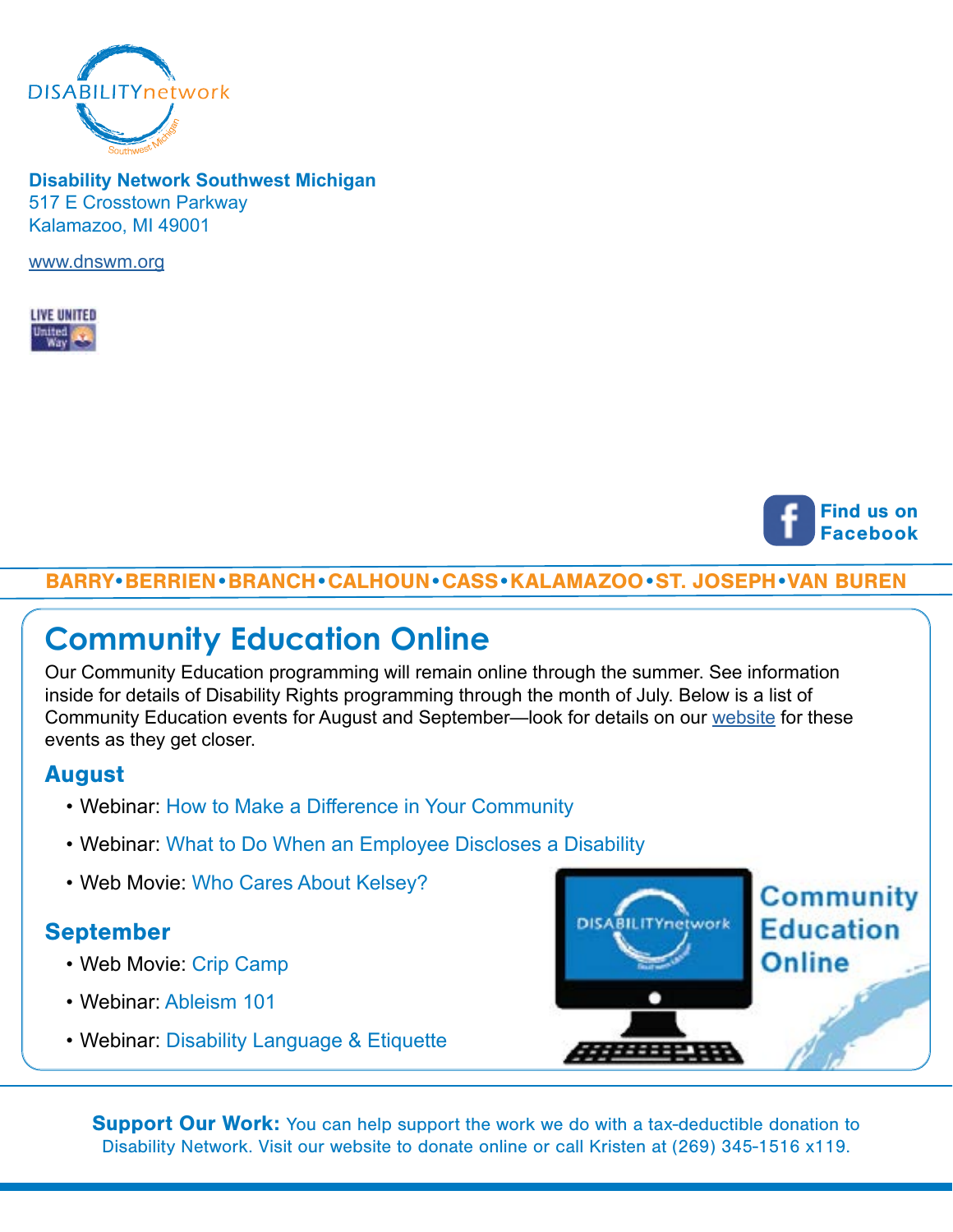**Disability Network Southwest Michigan**
517 E Crosstown Parkway
Kalamazoo, MI 49001

www.dnswm.org

LIVE UNITED

Find us on Facebook

**BARRY • BERRIEN • BRANCH • CALHOUN • CASS • KALAMAZOO • ST. JOSEPH • VAN BUREN**

# Community Education Online

Our Community Education programming will remain online through the summer. See information inside for details of Disability Rights programming through the month of July. Below is a list of Community Education events for August and September—look for details on our website for these events as they get closer.

## August

- Webinar: How to Make a Difference in Your Community
- Webinar: What to Do When an Employee Discloses a Disability
- Web Movie: Who Cares About Kelsey?

## September

- Web Movie: Crip Camp
- Webinar: Ableism 101
- Webinar: Disability Language & Etiquette

Community Education Online

**Support Our Work:** You can help support the work we do with a tax-deductible donation to Disability Network. Visit our website to donate online or call Kristen at (269) 345-1516 x119.